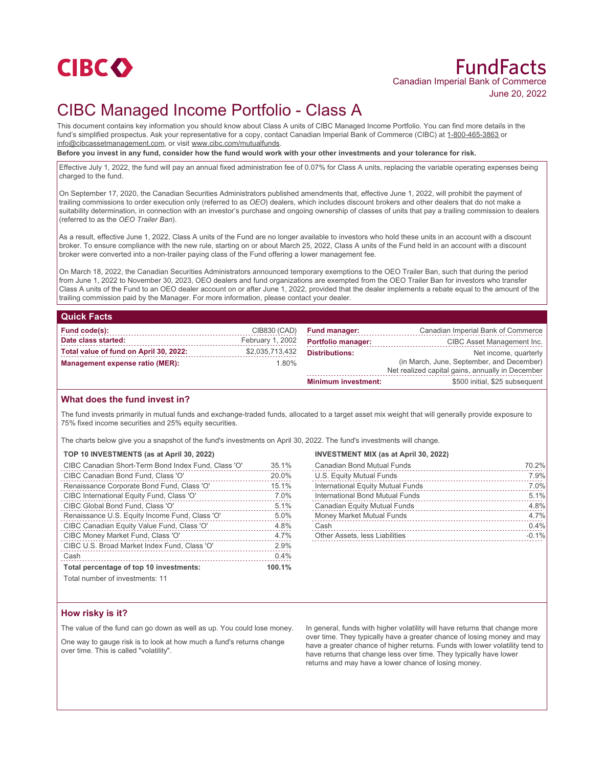CIBC

# FundFacts

Canadian Imperial Bank of Commerce

June 20, 2022

# CIBC Managed Income Portfolio - Class A

This document contains key information you should know about Class A units of CIBC Managed Income Portfolio. You can find more details in the fund's simplified prospectus. Ask your representative for a copy, contact Canadian Imperial Bank of Commerce (CIBC) at 1-800-465-3863 or info@cibcassetmanagement.com, or visit www.cibc.com/mutualfunds.

**Before you invest in any fund, consider how the fund would work with your other investments and your tolerance for risk.**

Effective July 1, 2022, the fund will pay an annual fixed administration fee of 0.07% for Class A units, replacing the variable operating expenses being charged to the fund.

On September 17, 2020, the Canadian Securities Administrators published amendments that, effective June 1, 2022, will prohibit the payment of trailing commissions to order execution only (referred to as *OEO*) dealers, which includes discount brokers and other dealers that do not make a suitability determination, in connection with an investor's purchase and ongoing ownership of classes of units that pay a trailing commission to dealers (referred to as the *OEO Trailer Ban*).

As a result, effective June 1, 2022, Class A units of the Fund are no longer available to investors who hold these units in an account with a discount broker. To ensure compliance with the new rule, starting on or about March 25, 2022, Class A units of the Fund held in an account with a discount broker were converted into a non-trailer paying class of the Fund offering a lower management fee.

On March 18, 2022, the Canadian Securities Administrators announced temporary exemptions to the OEO Trailer Ban, such that during the period from June 1, 2022 to November 30, 2023, OEO dealers and fund organizations are exempted from the OEO Trailer Ban for investors who transfer Class A units of the Fund to an OEO dealer account on or after June 1, 2022, provided that the dealer implements a rebate equal to the amount of the trailing commission paid by the Manager. For more information, please contact your dealer.

## Quick Facts

| | |
|---|---|
| **Fund code(s):** | CIB830 (CAD) |
| **Date class started:** | February 1, 2002 |
| **Total value of fund on April 30, 2022:** | $2,035,713,432 |
| **Management expense ratio (MER):** | 1.80% |
| **Fund manager:** | Canadian Imperial Bank of Commerce |
| **Portfolio manager:** | CIBC Asset Management Inc. |
| **Distributions:** | Net income, quarterly (in March, June, September, and December) Net realized capital gains, annually in December |
| **Minimum investment:** | $500 initial, $25 subsequent |

## What does the fund invest in?

The fund invests primarily in mutual funds and exchange-traded funds, allocated to a target asset mix weight that will generally provide exposure to 75% fixed income securities and 25% equity securities.

The charts below give you a snapshot of the fund's investments on April 30, 2022. The fund's investments will change.

**TOP 10 INVESTMENTS (as at April 30, 2022)**

| Investment | % |
|---|---|
| CIBC Canadian Short-Term Bond Index Fund, Class 'O' | 35.1% |
| CIBC Canadian Bond Fund, Class 'O' | 20.0% |
| Renaissance Corporate Bond Fund, Class 'O' | 15.1% |
| CIBC International Equity Fund, Class 'O' | 7.0% |
| CIBC Global Bond Fund, Class 'O' | 5.1% |
| Renaissance U.S. Equity Income Fund, Class 'O' | 5.0% |
| CIBC Canadian Equity Value Fund, Class 'O' | 4.8% |
| CIBC Money Market Fund, Class 'O' | 4.7% |
| CIBC U.S. Broad Market Index Fund, Class 'O' | 2.9% |
| Cash | 0.4% |
| **Total percentage of top 10 investments:** | **100.1%** |

Total number of investments: 11

**INVESTMENT MIX (as at April 30, 2022)**

| Category | % |
|---|---|
| Canadian Bond Mutual Funds | 70.2% |
| U.S. Equity Mutual Funds | 7.9% |
| International Equity Mutual Funds | 7.0% |
| International Bond Mutual Funds | 5.1% |
| Canadian Equity Mutual Funds | 4.8% |
| Money Market Mutual Funds | 4.7% |
| Cash | 0.4% |
| Other Assets, less Liabilities | -0.1% |

## How risky is it?

The value of the fund can go down as well as up. You could lose money.

One way to gauge risk is to look at how much a fund's returns change over time. This is called "volatility".

In general, funds with higher volatility will have returns that change more over time. They typically have a greater chance of losing money and may have a greater chance of higher returns. Funds with lower volatility tend to have returns that change less over time. They typically have lower returns and may have a lower chance of losing money.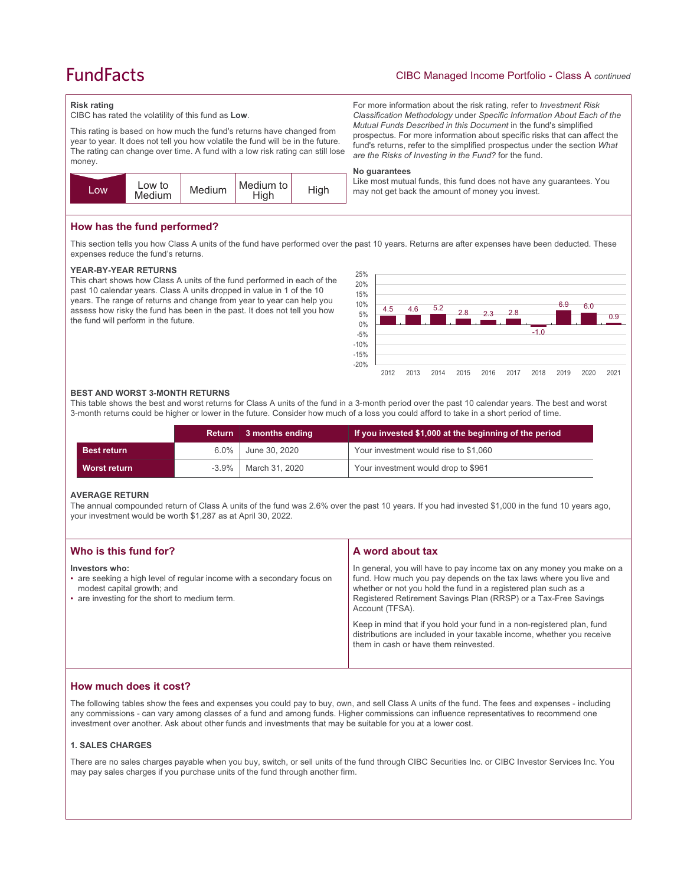## Risk rating

CIBC has rated the volatility of this fund as **Low**.

This rating is based on how much the fund's returns have changed from year to year. It does not tell you how volatile the fund will be in the future. The rating can change over time. A fund with a low risk rating can still lose money.

| **Low** | Low to Medium | Medium | Medium to High | High |
|---|---|---|---|---|

For more information about the risk rating, refer to *Investment Risk Classification Methodology* under *Specific Information About Each of the Mutual Funds Described in this Document* in the fund's simplified prospectus. For more information about specific risks that can affect the fund's returns, refer to the simplified prospectus under the section *What are the Risks of Investing in the Fund?* for the fund.

### No guarantees

Like most mutual funds, this fund does not have any guarantees. You may not get back the amount of money you invest.

## How has the fund performed?

This section tells you how Class A units of the fund have performed over the past 10 years. Returns are after expenses have been deducted. These expenses reduce the fund's returns.

### YEAR-BY-YEAR RETURNS

This chart shows how Class A units of the fund performed in each of the past 10 calendar years. Class A units dropped in value in 1 of the 10 years. The range of returns and change from year to year can help you assess how risky the fund has been in the past. It does not tell you how the fund will perform in the future.

| Year | 2012 | 2013 | 2014 | 2015 | 2016 | 2017 | 2018 | 2019 | 2020 | 2021 |
|---|---|---|---|---|---|---|---|---|---|---|
| Return (%) | 4.5 | 4.6 | 5.2 | 2.8 | 2.3 | 2.8 | -1.0 | 6.9 | 6.0 | 0.9 |

### BEST AND WORST 3-MONTH RETURNS

This table shows the best and worst returns for Class A units of the fund in a 3-month period over the past 10 calendar years. The best and worst 3-month returns could be higher or lower in the future. Consider how much of a loss you could afford to take in a short period of time.

| | Return | 3 months ending | If you invested $1,000 at the beginning of the period |
|---|---|---|---|
| **Best return** | 6.0% | June 30, 2020 | Your investment would rise to $1,060 |
| **Worst return** | -3.9% | March 31, 2020 | Your investment would drop to $961 |

### AVERAGE RETURN

The annual compounded return of Class A units of the fund was 2.6% over the past 10 years. If you had invested $1,000 in the fund 10 years ago, your investment would be worth $1,287 as at April 30, 2022.

## Who is this fund for?

**Investors who:**

- are seeking a high level of regular income with a secondary focus on modest capital growth; and
- are investing for the short to medium term.

## A word about tax

In general, you will have to pay income tax on any money you make on a fund. How much you pay depends on the tax laws where you live and whether or not you hold the fund in a registered plan such as a Registered Retirement Savings Plan (RRSP) or a Tax-Free Savings Account (TFSA).

Keep in mind that if you hold your fund in a non-registered plan, fund distributions are included in your taxable income, whether you receive them in cash or have them reinvested.

## How much does it cost?

The following tables show the fees and expenses you could pay to buy, own, and sell Class A units of the fund. The fees and expenses - including any commissions - can vary among classes of a fund and among funds. Higher commissions can influence representatives to recommend one investment over another. Ask about other funds and investments that may be suitable for you at a lower cost.

### 1. SALES CHARGES

There are no sales charges payable when you buy, switch, or sell units of the fund through CIBC Securities Inc. or CIBC Investor Services Inc. You may pay sales charges if you purchase units of the fund through another firm.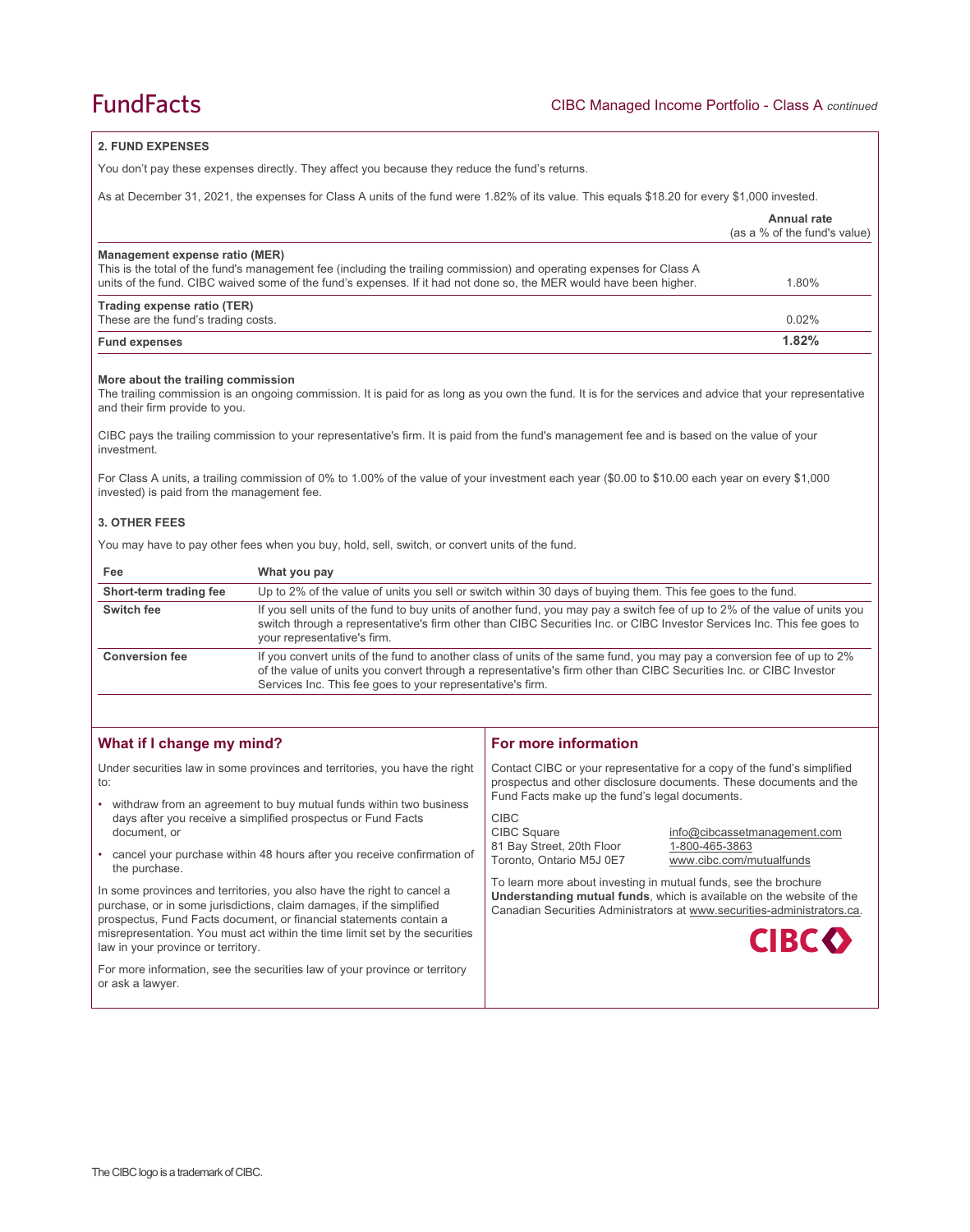## 2. FUND EXPENSES

You don't pay these expenses directly. They affect you because they reduce the fund's returns.

As at December 31, 2021, the expenses for Class A units of the fund were 1.82% of its value. This equals $18.20 for every $1,000 invested.

| | Annual rate (as a % of the fund's value) |
|---|---|
| **Management expense ratio (MER)** This is the total of the fund's management fee (including the trailing commission) and operating expenses for Class A units of the fund. CIBC waived some of the fund's expenses. If it had not done so, the MER would have been higher. | 1.80% |
| **Trading expense ratio (TER)** These are the fund's trading costs. | 0.02% |
| **Fund expenses** | **1.82%** |

**More about the trailing commission**

The trailing commission is an ongoing commission. It is paid for as long as you own the fund. It is for the services and advice that your representative and their firm provide to you.

CIBC pays the trailing commission to your representative's firm. It is paid from the fund's management fee and is based on the value of your investment.

For Class A units, a trailing commission of 0% to 1.00% of the value of your investment each year ($0.00 to $10.00 each year on every $1,000 invested) is paid from the management fee.

## 3. OTHER FEES

You may have to pay other fees when you buy, hold, sell, switch, or convert units of the fund.

| Fee | What you pay |
|---|---|
| **Short-term trading fee** | Up to 2% of the value of units you sell or switch within 30 days of buying them. This fee goes to the fund. |
| **Switch fee** | If you sell units of the fund to buy units of another fund, you may pay a switch fee of up to 2% of the value of units you switch through a representative's firm other than CIBC Securities Inc. or CIBC Investor Services Inc. This fee goes to your representative's firm. |
| **Conversion fee** | If you convert units of the fund to another class of units of the same fund, you may pay a conversion fee of up to 2% of the value of units you convert through a representative's firm other than CIBC Securities Inc. or CIBC Investor Services Inc. This fee goes to your representative's firm. |

## What if I change my mind?

Under securities law in some provinces and territories, you have the right to:

- withdraw from an agreement to buy mutual funds within two business days after you receive a simplified prospectus or Fund Facts document, or
- cancel your purchase within 48 hours after you receive confirmation of the purchase.

In some provinces and territories, you also have the right to cancel a purchase, or in some jurisdictions, claim damages, if the simplified prospectus, Fund Facts document, or financial statements contain a misrepresentation. You must act within the time limit set by the securities law in your province or territory.

For more information, see the securities law of your province or territory or ask a lawyer.

## For more information

Contact CIBC or your representative for a copy of the fund's simplified prospectus and other disclosure documents. These documents and the Fund Facts make up the fund's legal documents.

CIBC
CIBC Square
81 Bay Street, 20th Floor
Toronto, Ontario M5J 0E7

info@cibcassetmanagement.com
1-800-465-3863
www.cibc.com/mutualfunds

To learn more about investing in mutual funds, see the brochure **Understanding mutual funds**, which is available on the website of the Canadian Securities Administrators at www.securities-administrators.ca.

The CIBC logo is a trademark of CIBC.